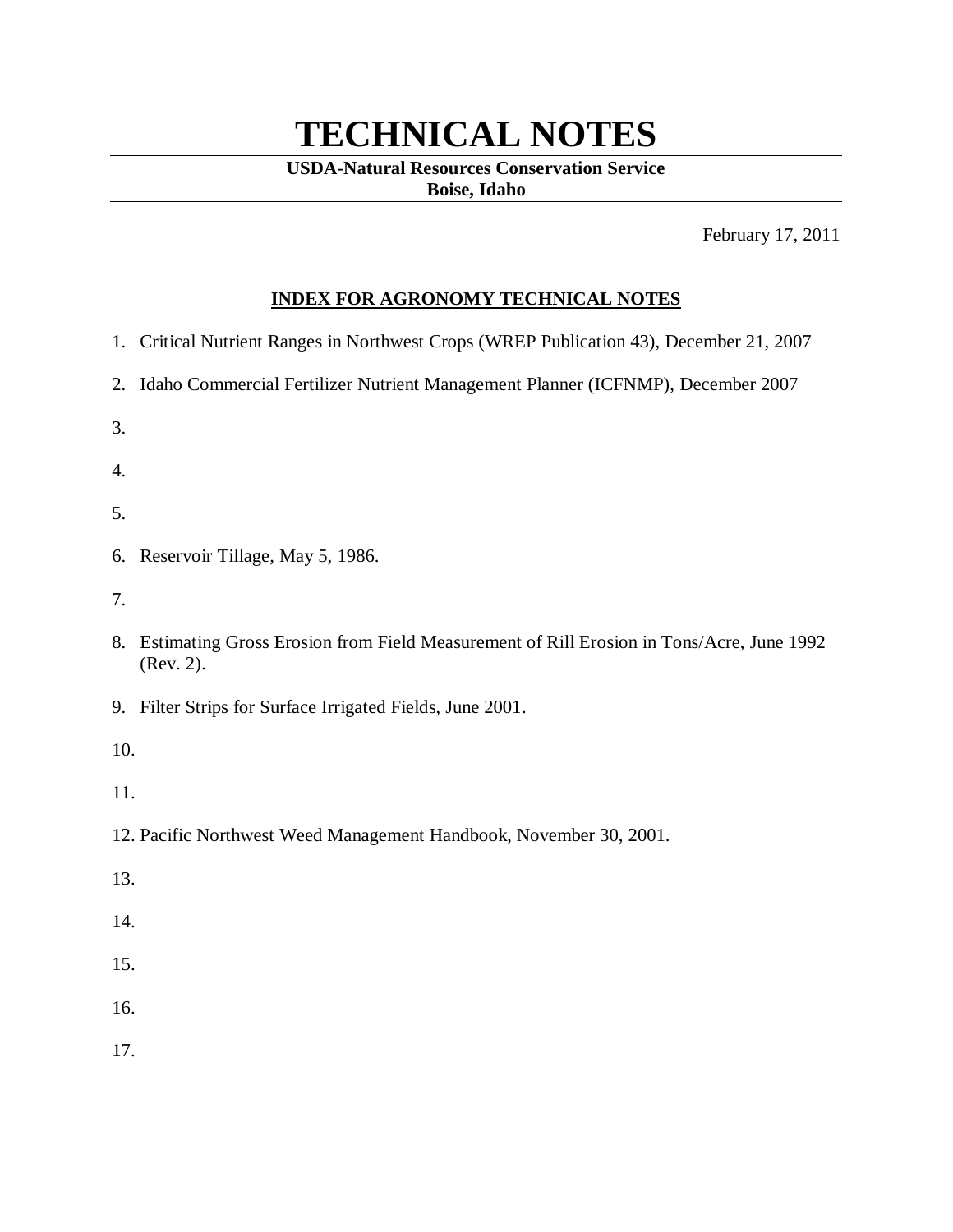# TECHNICAL NOTES

**USDA-Natural Resources Conservation Service**
**Boise, Idaho**

February 17, 2011

## INDEX FOR AGRONOMY TECHNICAL NOTES

1. Critical Nutrient Ranges in Northwest Crops (WREP Publication 43), December 21, 2007
2. Idaho Commercial Fertilizer Nutrient Management Planner (ICFNMP), December 2007
3.
4.
5.
6. Reservoir Tillage, May 5, 1986.
7.
8. Estimating Gross Erosion from Field Measurement of Rill Erosion in Tons/Acre, June 1992 (Rev. 2).
9. Filter Strips for Surface Irrigated Fields, June 2001.
10.
11.
12. Pacific Northwest Weed Management Handbook, November 30, 2001.
13.
14.
15.
16.
17.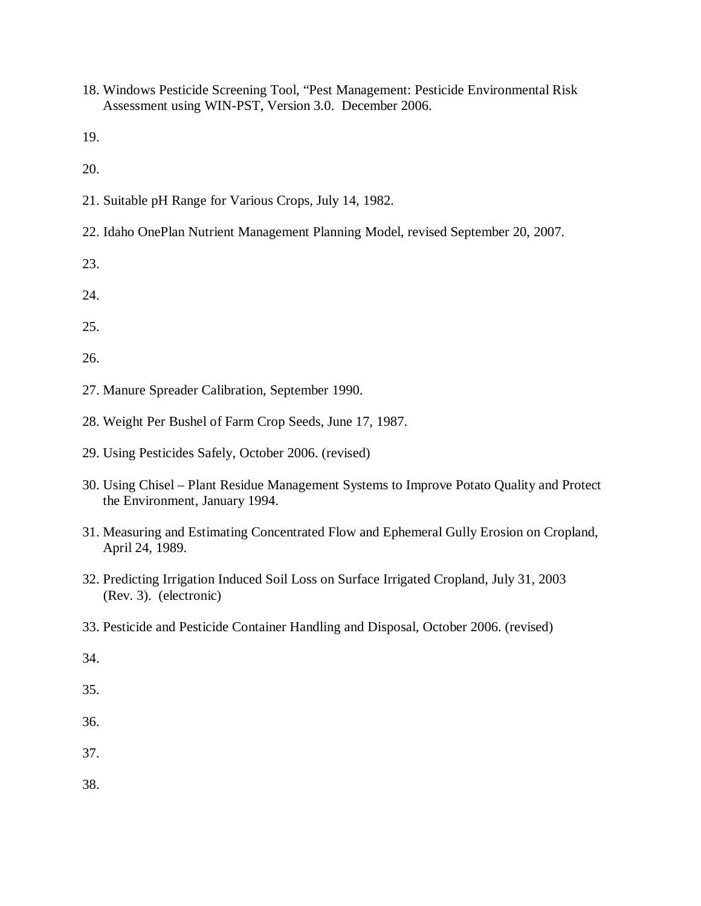18. Windows Pesticide Screening Tool, "Pest Management: Pesticide Environmental Risk Assessment using WIN-PST, Version 3.0. December 2006.

19.

20.

21. Suitable pH Range for Various Crops, July 14, 1982.

22. Idaho OnePlan Nutrient Management Planning Model, revised September 20, 2007.

23.

24.

25.

26.

27. Manure Spreader Calibration, September 1990.

28. Weight Per Bushel of Farm Crop Seeds, June 17, 1987.

29. Using Pesticides Safely, October 2006. (revised)

30. Using Chisel – Plant Residue Management Systems to Improve Potato Quality and Protect the Environment, January 1994.

31. Measuring and Estimating Concentrated Flow and Ephemeral Gully Erosion on Cropland, April 24, 1989.

32. Predicting Irrigation Induced Soil Loss on Surface Irrigated Cropland, July 31, 2003 (Rev. 3). (electronic)

33. Pesticide and Pesticide Container Handling and Disposal, October 2006. (revised)

34.

35.

36.

37.

38.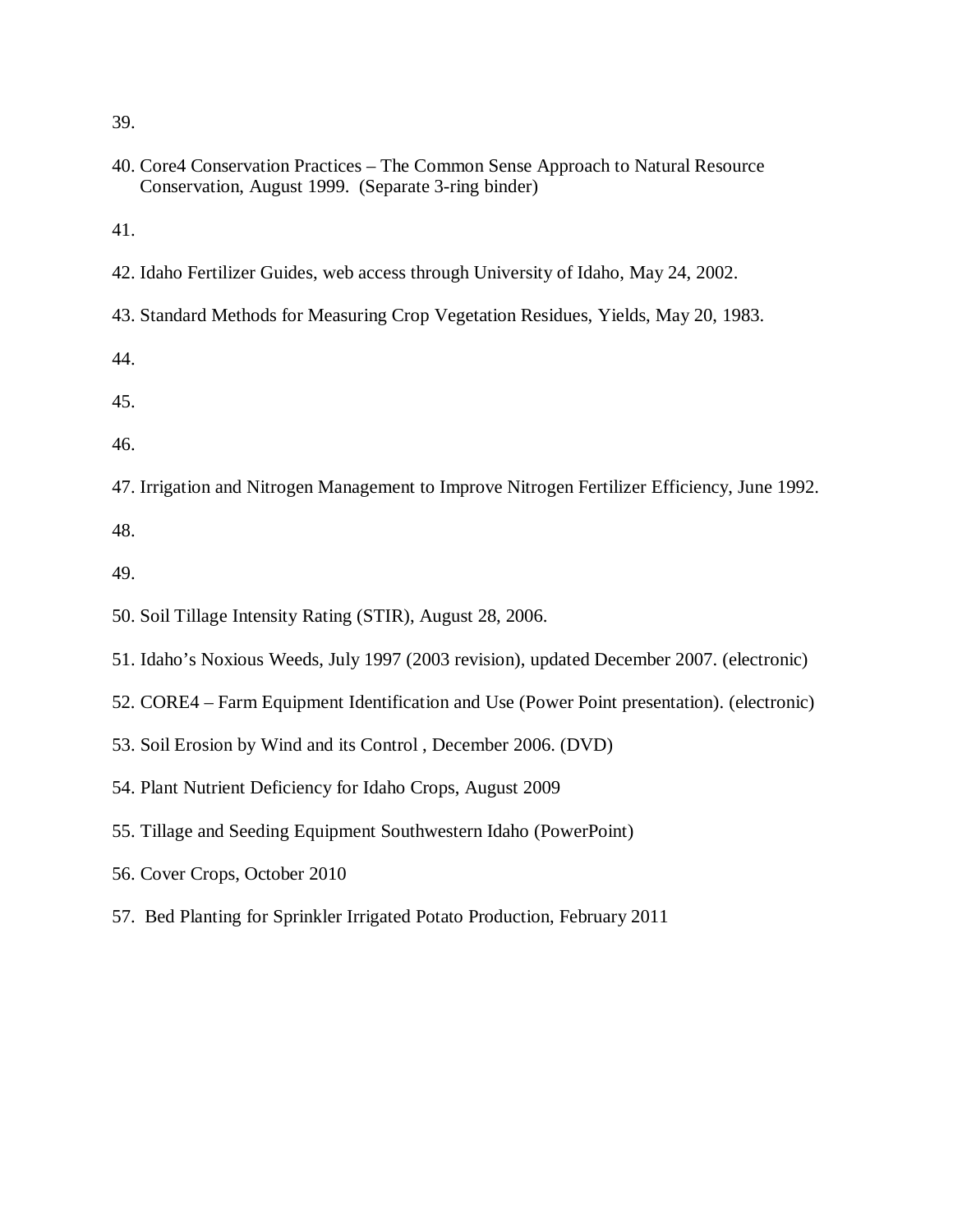39.

40. Core4 Conservation Practices – The Common Sense Approach to Natural Resource Conservation, August 1999. (Separate 3-ring binder)

41.

42. Idaho Fertilizer Guides, web access through University of Idaho, May 24, 2002.

43. Standard Methods for Measuring Crop Vegetation Residues, Yields, May 20, 1983.

44.

45.

46.

47. Irrigation and Nitrogen Management to Improve Nitrogen Fertilizer Efficiency, June 1992.

48.

49.

50. Soil Tillage Intensity Rating (STIR), August 28, 2006.

51. Idaho's Noxious Weeds, July 1997 (2003 revision), updated December 2007. (electronic)

52. CORE4 – Farm Equipment Identification and Use (Power Point presentation). (electronic)

53. Soil Erosion by Wind and its Control , December 2006. (DVD)

54. Plant Nutrient Deficiency for Idaho Crops, August 2009

55. Tillage and Seeding Equipment Southwestern Idaho (PowerPoint)

56. Cover Crops, October 2010

57. Bed Planting for Sprinkler Irrigated Potato Production, February 2011